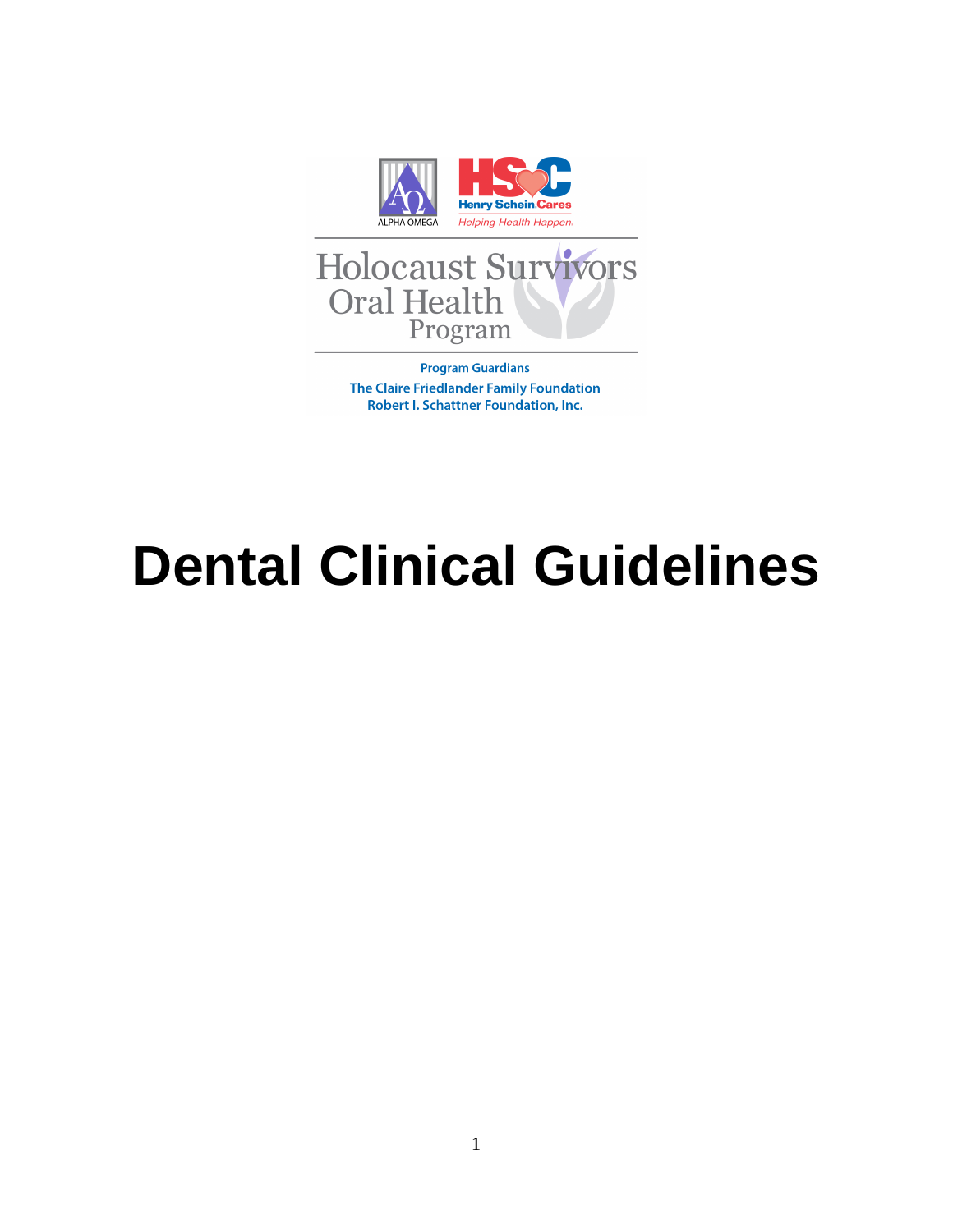ALPHA OMEGA

HS C
Henry Schein Cares
Helping Health Happen.

Holocaust Survivors
Oral Health
Program

Program Guardians
The Claire Friedlander Family Foundation
Robert I. Schattner Foundation, Inc.

# Dental Clinical Guidelines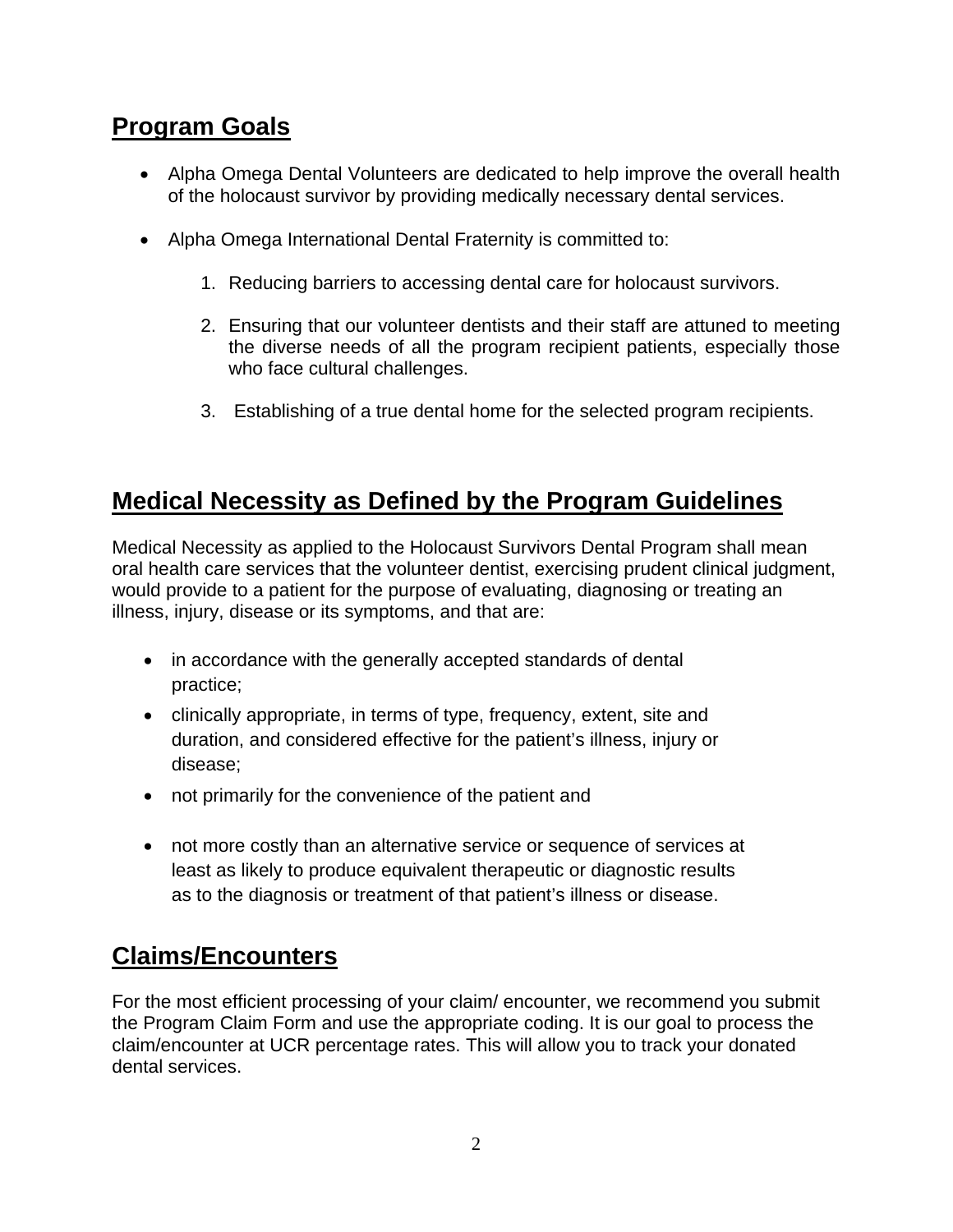## Program Goals

- Alpha Omega Dental Volunteers are dedicated to help improve the overall health of the holocaust survivor by providing medically necessary dental services.

- Alpha Omega International Dental Fraternity is committed to:

  1. Reducing barriers to accessing dental care for holocaust survivors.

  2. Ensuring that our volunteer dentists and their staff are attuned to meeting the diverse needs of all the program recipient patients, especially those who face cultural challenges.

  3. Establishing of a true dental home for the selected program recipients.

## Medical Necessity as Defined by the Program Guidelines

Medical Necessity as applied to the Holocaust Survivors Dental Program shall mean oral health care services that the volunteer dentist, exercising prudent clinical judgment, would provide to a patient for the purpose of evaluating, diagnosing or treating an illness, injury, disease or its symptoms, and that are:

- in accordance with the generally accepted standards of dental practice;
- clinically appropriate, in terms of type, frequency, extent, site and duration, and considered effective for the patient's illness, injury or disease;
- not primarily for the convenience of the patient and
- not more costly than an alternative service or sequence of services at least as likely to produce equivalent therapeutic or diagnostic results as to the diagnosis or treatment of that patient's illness or disease.

## Claims/Encounters

For the most efficient processing of your claim/ encounter, we recommend you submit the Program Claim Form and use the appropriate coding. It is our goal to process the claim/encounter at UCR percentage rates. This will allow you to track your donated dental services.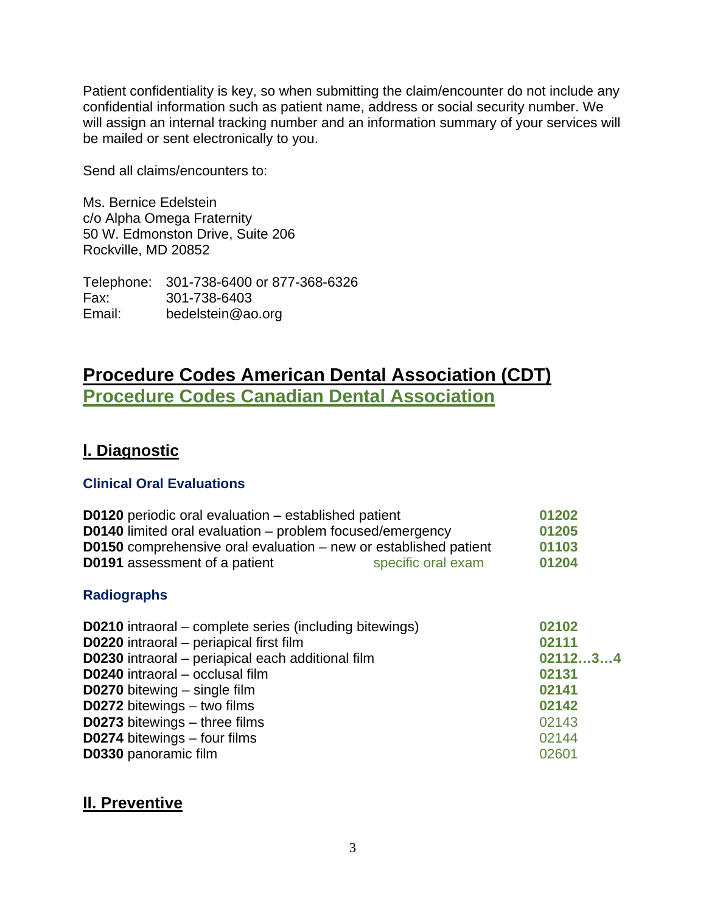Patient confidentiality is key, so when submitting the claim/encounter do not include any confidential information such as patient name, address or social security number. We will assign an internal tracking number and an information summary of your services will be mailed or sent electronically to you.

Send all claims/encounters to:

Ms. Bernice Edelstein
c/o Alpha Omega Fraternity
50 W. Edmonston Drive, Suite 206
Rockville, MD 20852

Telephone: 301-738-6400 or 877-368-6326
Fax: 301-738-6403
Email: bedelstein@ao.org

# Procedure Codes American Dental Association (CDT)
# Procedure Codes Canadian Dental Association

## I. Diagnostic

### Clinical Oral Evaluations

| ADA (CDT) | Canadian |
|---|---|
| **D0120** periodic oral evaluation – established patient | **01202** |
| **D0140** limited oral evaluation – problem focused/emergency | **01205** |
| **D0150** comprehensive oral evaluation – new or established patient | **01103** |
| **D0191** assessment of a patient — specific oral exam | **01204** |

### Radiographs

| ADA (CDT) | Canadian |
|---|---|
| **D0210** intraoral – complete series (including bitewings) | **02102** |
| **D0220** intraoral – periapical first film | **02111** |
| **D0230** intraoral – periapical each additional film | **02112…3…4** |
| **D0240** intraoral – occlusal film | **02131** |
| **D0270** bitewing – single film | **02141** |
| **D0272** bitewings – two films | **02142** |
| **D0273** bitewings – three films | 02143 |
| **D0274** bitewings – four films | 02144 |
| **D0330** panoramic film | 02601 |

## II. Preventive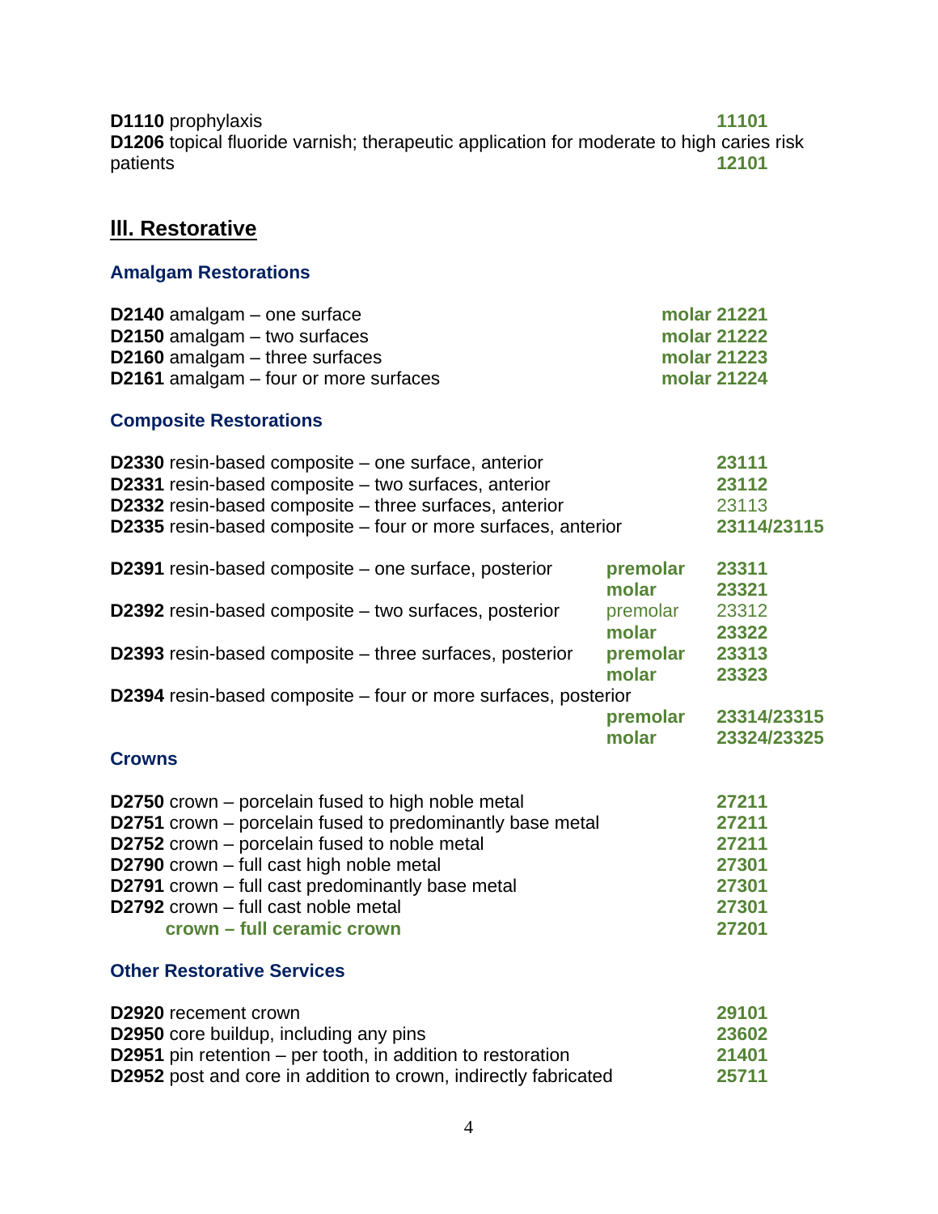**D1110** prophylaxis **11101**

**D1206** topical fluoride varnish; therapeutic application for moderate to high caries risk patients **12101**

## III. Restorative

### Amalgam Restorations

| Code | Description | Tooth | Code |
|---|---|---|---|
| **D2140** | amalgam – one surface | **molar** | **21221** |
| **D2150** | amalgam – two surfaces | **molar** | **21222** |
| **D2160** | amalgam – three surfaces | **molar** | **21223** |
| **D2161** | amalgam – four or more surfaces | **molar** | **21224** |

### Composite Restorations

| Code | Description | Tooth | Code |
|---|---|---|---|
| **D2330** | resin-based composite – one surface, anterior | | **23111** |
| **D2331** | resin-based composite – two surfaces, anterior | | **23112** |
| **D2332** | resin-based composite – three surfaces, anterior | | 23113 |
| **D2335** | resin-based composite – four or more surfaces, anterior | | **23114/23115** |
| **D2391** | resin-based composite – one surface, posterior | **premolar** | **23311** |
| | | **molar** | **23321** |
| **D2392** | resin-based composite – two surfaces, posterior | premolar | 23312 |
| | | **molar** | **23322** |
| **D2393** | resin-based composite – three surfaces, posterior | **premolar** | **23313** |
| | | **molar** | **23323** |
| **D2394** | resin-based composite – four or more surfaces, posterior | **premolar** | **23314/23315** |
| | | **molar** | **23324/23325** |

### Crowns

| Code | Description | Code |
|---|---|---|
| **D2750** | crown – porcelain fused to high noble metal | **27211** |
| **D2751** | crown – porcelain fused to predominantly base metal | **27211** |
| **D2752** | crown – porcelain fused to noble metal | **27211** |
| **D2790** | crown – full cast high noble metal | **27301** |
| **D2791** | crown – full cast predominantly base metal | **27301** |
| **D2792** | crown – full cast noble metal | **27301** |
| | **crown – full ceramic crown** | **27201** |

### Other Restorative Services

| Code | Description | Code |
|---|---|---|
| **D2920** | recement crown | **29101** |
| **D2950** | core buildup, including any pins | **23602** |
| **D2951** | pin retention – per tooth, in addition to restoration | **21401** |
| **D2952** | post and core in addition to crown, indirectly fabricated | **25711** |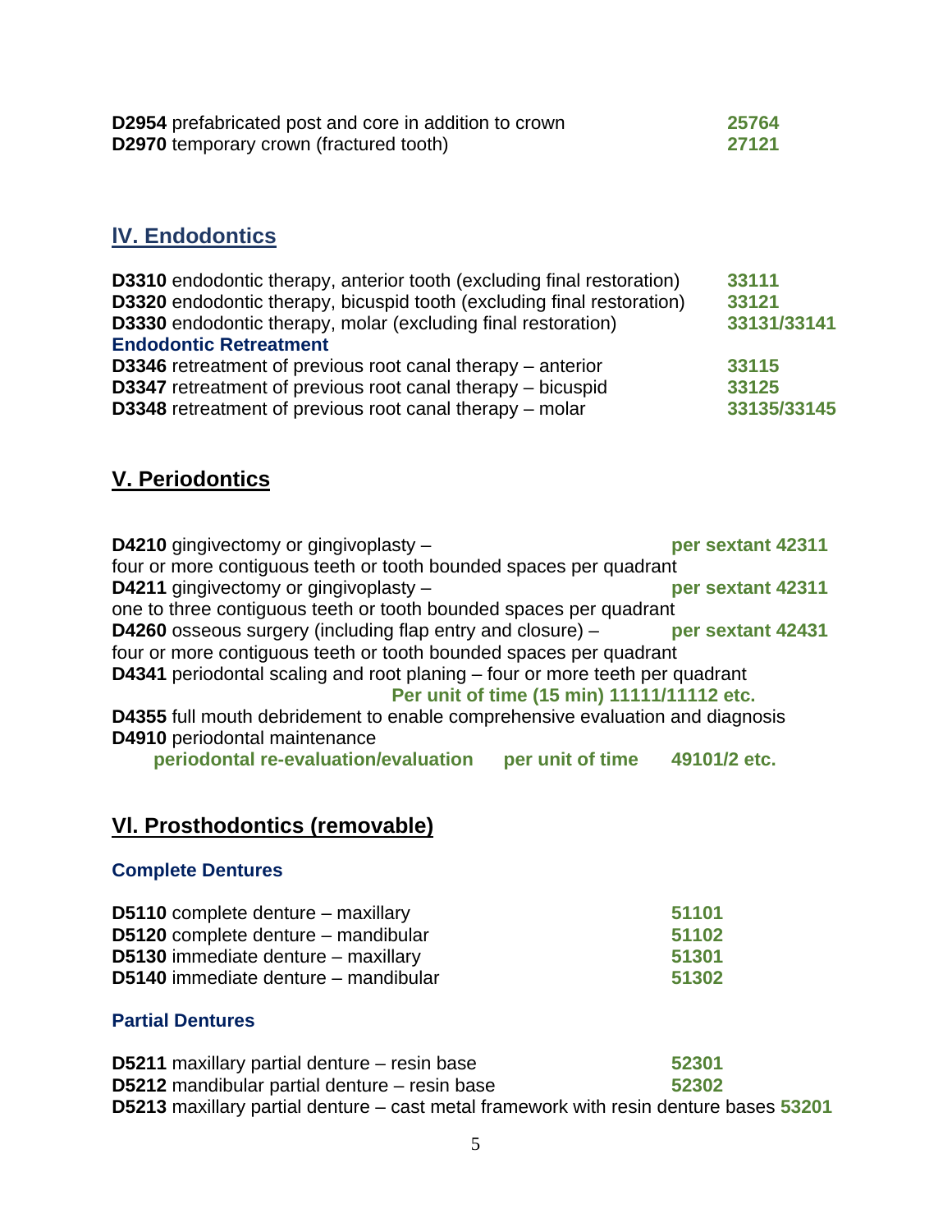**D2954** prefabricated post and core in addition to crown **25764**
**D2970** temporary crown (fractured tooth) **27121**

## IV. Endodontics

**D3310** endodontic therapy, anterior tooth (excluding final restoration) **33111**
**D3320** endodontic therapy, bicuspid tooth (excluding final restoration) **33121**
**D3330** endodontic therapy, molar (excluding final restoration) **33131/33141**

**Endodontic Retreatment**

**D3346** retreatment of previous root canal therapy – anterior **33115**
**D3347** retreatment of previous root canal therapy – bicuspid **33125**
**D3348** retreatment of previous root canal therapy – molar **33135/33145**

## V. Periodontics

**D4210** gingivectomy or gingivoplasty – four or more contiguous teeth or tooth bounded spaces per quadrant **per sextant 42311**
**D4211** gingivectomy or gingivoplasty – one to three contiguous teeth or tooth bounded spaces per quadrant **per sextant 42311**
**D4260** osseous surgery (including flap entry and closure) – four or more contiguous teeth or tooth bounded spaces per quadrant **per sextant 42431**
**D4341** periodontal scaling and root planing – four or more teeth per quadrant **Per unit of time (15 min) 11111/11112 etc.**
**D4355** full mouth debridement to enable comprehensive evaluation and diagnosis
**D4910** periodontal maintenance
**periodontal re-evaluation/evaluation per unit of time 49101/2 etc.**

## VI. Prosthodontics (removable)

### Complete Dentures

**D5110** complete denture – maxillary **51101**
**D5120** complete denture – mandibular **51102**
**D5130** immediate denture – maxillary **51301**
**D5140** immediate denture – mandibular **51302**

### Partial Dentures

**D5211** maxillary partial denture – resin base **52301**
**D5212** mandibular partial denture – resin base **52302**
**D5213** maxillary partial denture – cast metal framework with resin denture bases **53201**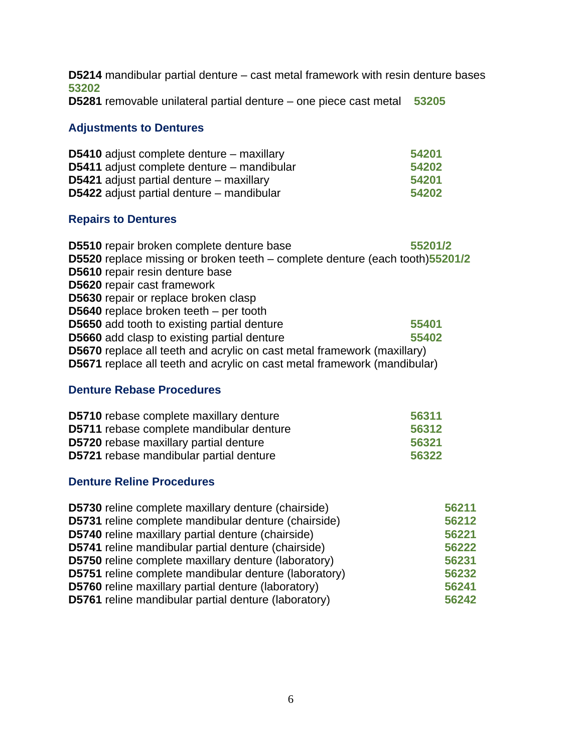**D5214** mandibular partial denture – cast metal framework with resin denture bases **53202**
**D5281** removable unilateral partial denture – one piece cast metal **53205**

### Adjustments to Dentures

**D5410** adjust complete denture – maxillary **54201**
**D5411** adjust complete denture – mandibular **54202**
**D5421** adjust partial denture – maxillary **54201**
**D5422** adjust partial denture – mandibular **54202**

### Repairs to Dentures

**D5510** repair broken complete denture base **55201/2**
**D5520** replace missing or broken teeth – complete denture (each tooth) **55201/2**
**D5610** repair resin denture base
**D5620** repair cast framework
**D5630** repair or replace broken clasp
**D5640** replace broken teeth – per tooth
**D5650** add tooth to existing partial denture **55401**
**D5660** add clasp to existing partial denture **55402**
**D5670** replace all teeth and acrylic on cast metal framework (maxillary)
**D5671** replace all teeth and acrylic on cast metal framework (mandibular)

### Denture Rebase Procedures

**D5710** rebase complete maxillary denture **56311**
**D5711** rebase complete mandibular denture **56312**
**D5720** rebase maxillary partial denture **56321**
**D5721** rebase mandibular partial denture **56322**

### Denture Reline Procedures

**D5730** reline complete maxillary denture (chairside) **56211**
**D5731** reline complete mandibular denture (chairside) **56212**
**D5740** reline maxillary partial denture (chairside) **56221**
**D5741** reline mandibular partial denture (chairside) **56222**
**D5750** reline complete maxillary denture (laboratory) **56231**
**D5751** reline complete mandibular denture (laboratory) **56232**
**D5760** reline maxillary partial denture (laboratory) **56241**
**D5761** reline mandibular partial denture (laboratory) **56242**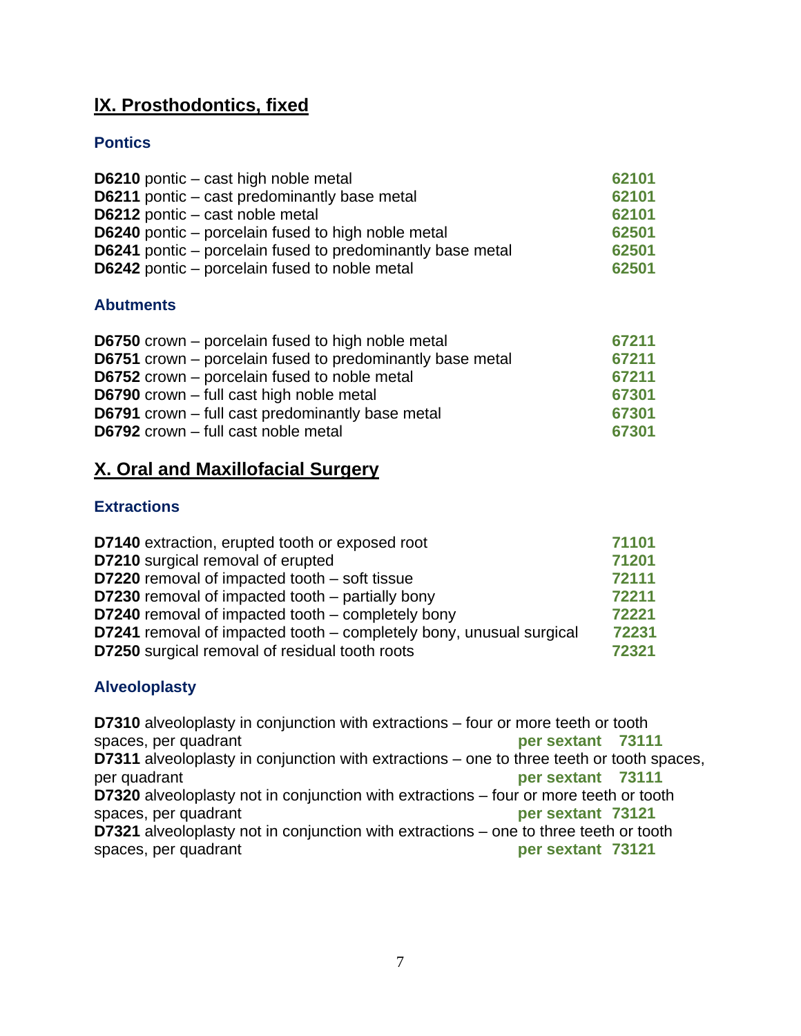## IX. Prosthodontics, fixed

### Pontics

| | |
|---|---|
| **D6210** pontic – cast high noble metal | 62101 |
| **D6211** pontic – cast predominantly base metal | 62101 |
| **D6212** pontic – cast noble metal | 62101 |
| **D6240** pontic – porcelain fused to high noble metal | 62501 |
| **D6241** pontic – porcelain fused to predominantly base metal | 62501 |
| **D6242** pontic – porcelain fused to noble metal | 62501 |

### Abutments

| | |
|---|---|
| **D6750** crown – porcelain fused to high noble metal | 67211 |
| **D6751** crown – porcelain fused to predominantly base metal | 67211 |
| **D6752** crown – porcelain fused to noble metal | 67211 |
| **D6790** crown – full cast high noble metal | 67301 |
| **D6791** crown – full cast predominantly base metal | 67301 |
| **D6792** crown – full cast noble metal | 67301 |

## X. Oral and Maxillofacial Surgery

### Extractions

| | |
|---|---|
| **D7140** extraction, erupted tooth or exposed root | 71101 |
| **D7210** surgical removal of erupted | 71201 |
| **D7220** removal of impacted tooth – soft tissue | 72111 |
| **D7230** removal of impacted tooth – partially bony | 72211 |
| **D7240** removal of impacted tooth – completely bony | 72221 |
| **D7241** removal of impacted tooth – completely bony, unusual surgical | 72231 |
| **D7250** surgical removal of residual tooth roots | 72321 |

### Alveoloplasty

| | |
|---|---|
| **D7310** alveoloplasty in conjunction with extractions – four or more teeth or tooth spaces, per quadrant | per sextant 73111 |
| **D7311** alveoloplasty in conjunction with extractions – one to three teeth or tooth spaces, per quadrant | per sextant 73111 |
| **D7320** alveoloplasty not in conjunction with extractions – four or more teeth or tooth spaces, per quadrant | per sextant 73121 |
| **D7321** alveoloplasty not in conjunction with extractions – one to three teeth or tooth spaces, per quadrant | per sextant 73121 |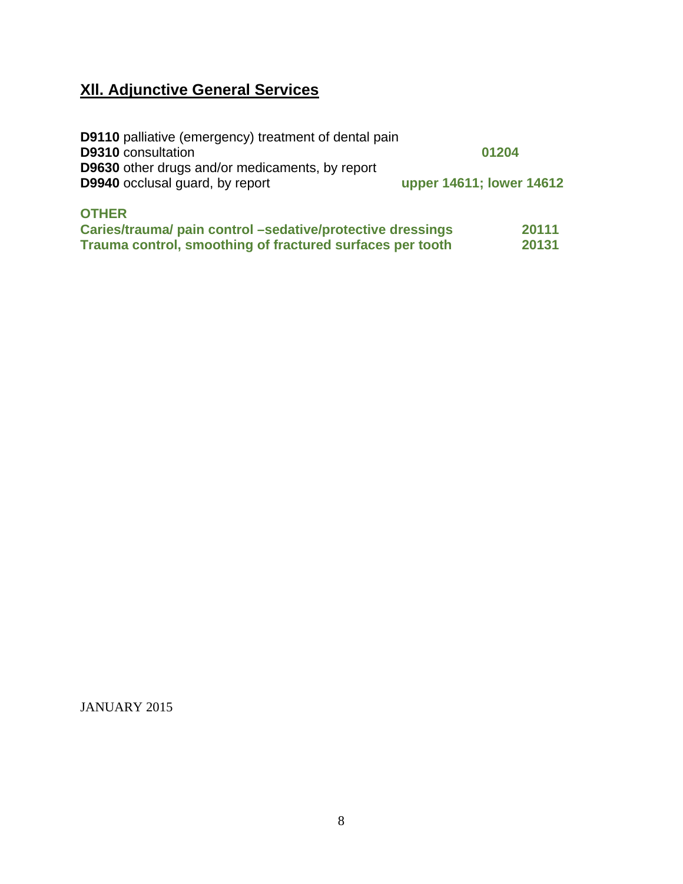## XII. Adjunctive General Services

| | |
|---|---|
| **D9110** palliative (emergency) treatment of dental pain | |
| **D9310** consultation | **01204** |
| **D9630** other drugs and/or medicaments, by report | |
| **D9940** occlusal guard, by report | **upper 14611; lower 14612** |

**OTHER**

| | |
|---|---|
| **Caries/trauma/ pain control –sedative/protective dressings** | **20111** |
| **Trauma control, smoothing of fractured surfaces per tooth** | **20131** |

JANUARY 2015